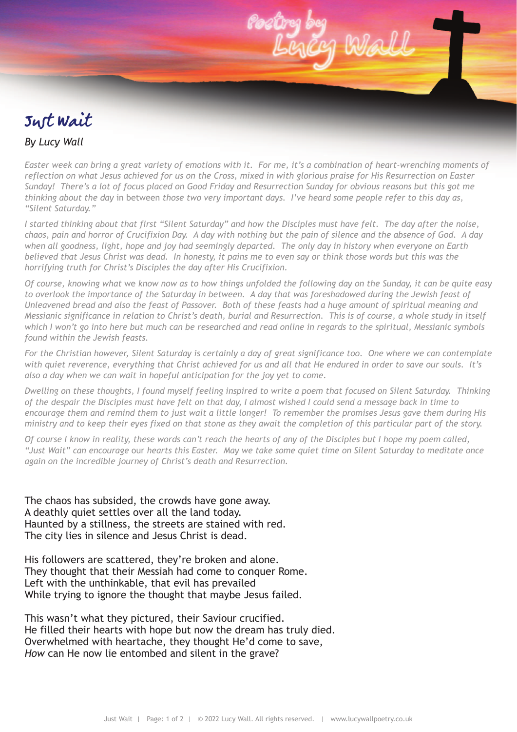# Just Wait

*By Lucy Wall*

*Easter week can bring a great variety of emotions with it. For me, it's a combination of heart-wrenching moments of reflection on what Jesus achieved for us on the Cross, mixed in with glorious praise for His Resurrection on Easter Sunday! There's a lot of focus placed on Good Friday and Resurrection Sunday for obvious reasons but this got me thinking about the day* in between *those two very important days. I've heard some people refer to this day as, "Silent Saturday."*

*I started thinking about that first "Silent Saturday" and how the Disciples must have felt. The day after the noise, chaos, pain and horror of Crucifixion Day. A day with nothing but the pain of silence and the absence of God. A day when all goodness, light, hope and joy had seemingly departed. The only day in history when everyone on Earth believed that Jesus Christ was dead. In honesty, it pains me to even say or think those words but this was the horrifying truth for Christ's Disciples the day after His Crucifixion.*

*Of course, knowing what* we *know now as to how things unfolded the following day on the Sunday, it can be quite easy to overlook the importance of the Saturday in between. A day that was foreshadowed during the Jewish feast of Unleavened bread and also the feast of Passover. Both of these feasts had a huge amount of spiritual meaning and Messianic significance in relation to Christ's death, burial and Resurrection. This is of course, a whole study in itself which I won't go into here but much can be researched and read online in regards to the spiritual, Messianic symbols found within the Jewish feasts.*

*For the Christian however, Silent Saturday is certainly a day of great significance too. One where we can contemplate with quiet reverence, everything that Christ achieved for us and all that He endured in order to save our souls. It's also a day when we can wait in hopeful anticipation for the joy yet to come.*

*Dwelling on these thoughts, I found myself feeling inspired to write a poem that focused on Silent Saturday. Thinking of the despair the Disciples must have felt on that day, I almost wished I could send a message back in time to encourage them and remind them to just wait a little longer! To remember the promises Jesus gave them during His ministry and to keep their eyes fixed on that stone as they await the completion of this particular part of the story.*

*Of course I know in reality, these words can't reach the hearts of any of the Disciples but I hope my poem called, "Just Wait" can encourage* our *hearts this Easter. May we take some quiet time on Silent Saturday to meditate once again on the incredible journey of Christ's death and Resurrection.*

The chaos has subsided, the crowds have gone away.  
A deathly quiet settles over all the land today.  
Haunted by a stillness, the streets are stained with red.  
The city lies in silence and Jesus Christ is dead.

His followers are scattered, they're broken and alone.  
They thought that their Messiah had come to conquer Rome.  
Left with the unthinkable, that evil has prevailed  
While trying to ignore the thought that maybe Jesus failed.

This wasn't what they pictured, their Saviour crucified.  
He filled their hearts with hope but now the dream has truly died.  
Overwhelmed with heartache, they thought He'd come to save,  
*How* can He now lie entombed and silent in the grave?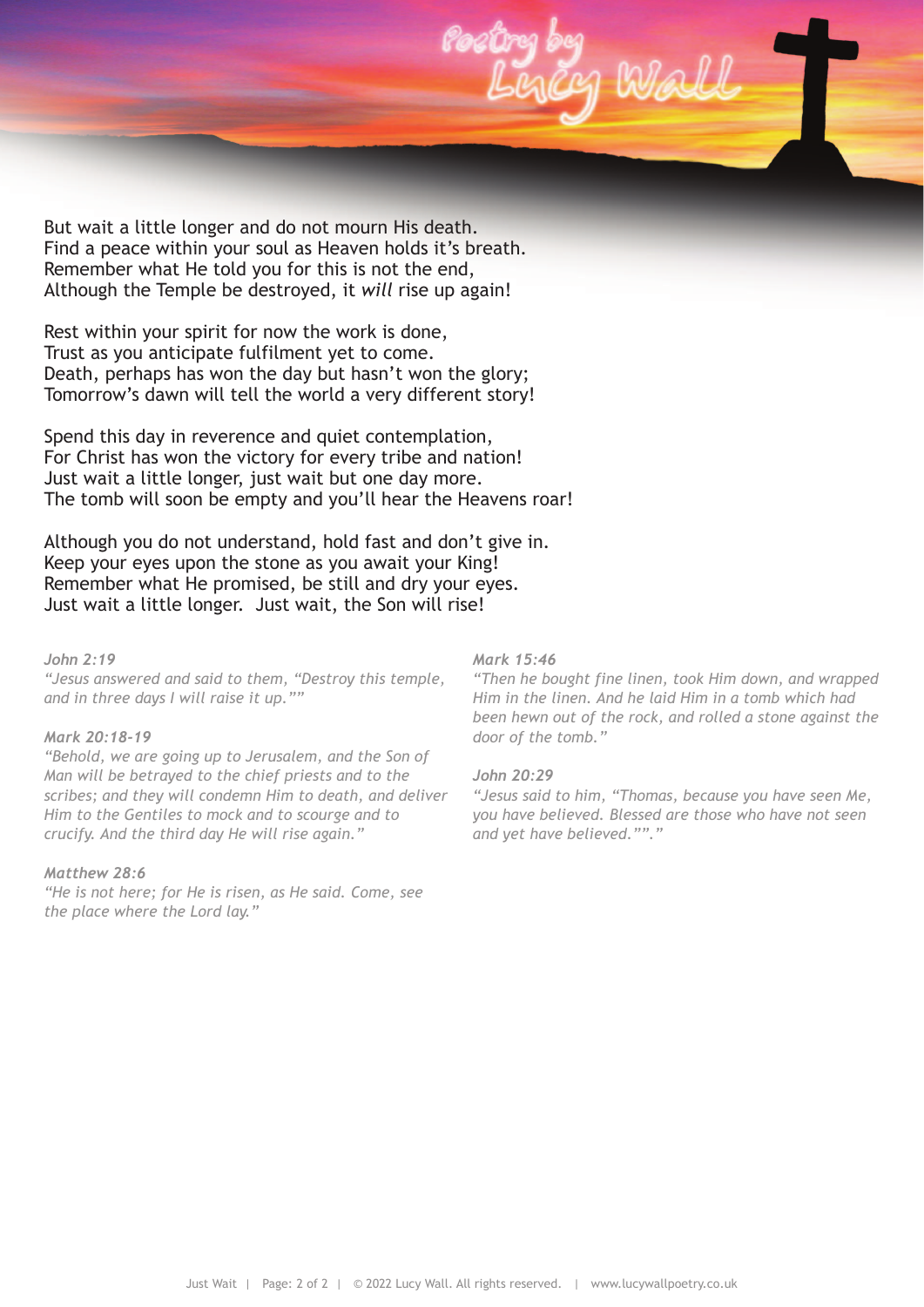But wait a little longer and do not mourn His death.
Find a peace within your soul as Heaven holds it's breath.
Remember what He told you for this is not the end,
Although the Temple be destroyed, it *will* rise up again!

Rest within your spirit for now the work is done,
Trust as you anticipate fulfilment yet to come.
Death, perhaps has won the day but hasn't won the glory;
Tomorrow's dawn will tell the world a very different story!

Spend this day in reverence and quiet contemplation,
For Christ has won the victory for every tribe and nation!
Just wait a little longer, just wait but one day more.
The tomb will soon be empty and you'll hear the Heavens roar!

Although you do not understand, hold fast and don't give in.
Keep your eyes upon the stone as you await your King!
Remember what He promised, be still and dry your eyes.
Just wait a little longer. Just wait, the Son will rise!

***John 2:19***
*"Jesus answered and said to them, "Destroy this temple, and in three days I will raise it up.""*

***Mark 20:18-19***
*"Behold, we are going up to Jerusalem, and the Son of Man will be betrayed to the chief priests and to the scribes; and they will condemn Him to death, and deliver Him to the Gentiles to mock and to scourge and to crucify. And the third day He will rise again."*

***Matthew 28:6***
*"He is not here; for He is risen, as He said. Come, see the place where the Lord lay."*

***Mark 15:46***
*"Then he bought fine linen, took Him down, and wrapped Him in the linen. And he laid Him in a tomb which had been hewn out of the rock, and rolled a stone against the door of the tomb."*

***John 20:29***
*"Jesus said to him, "Thomas, because you have seen Me, you have believed. Blessed are those who have not seen and yet have believed."."*